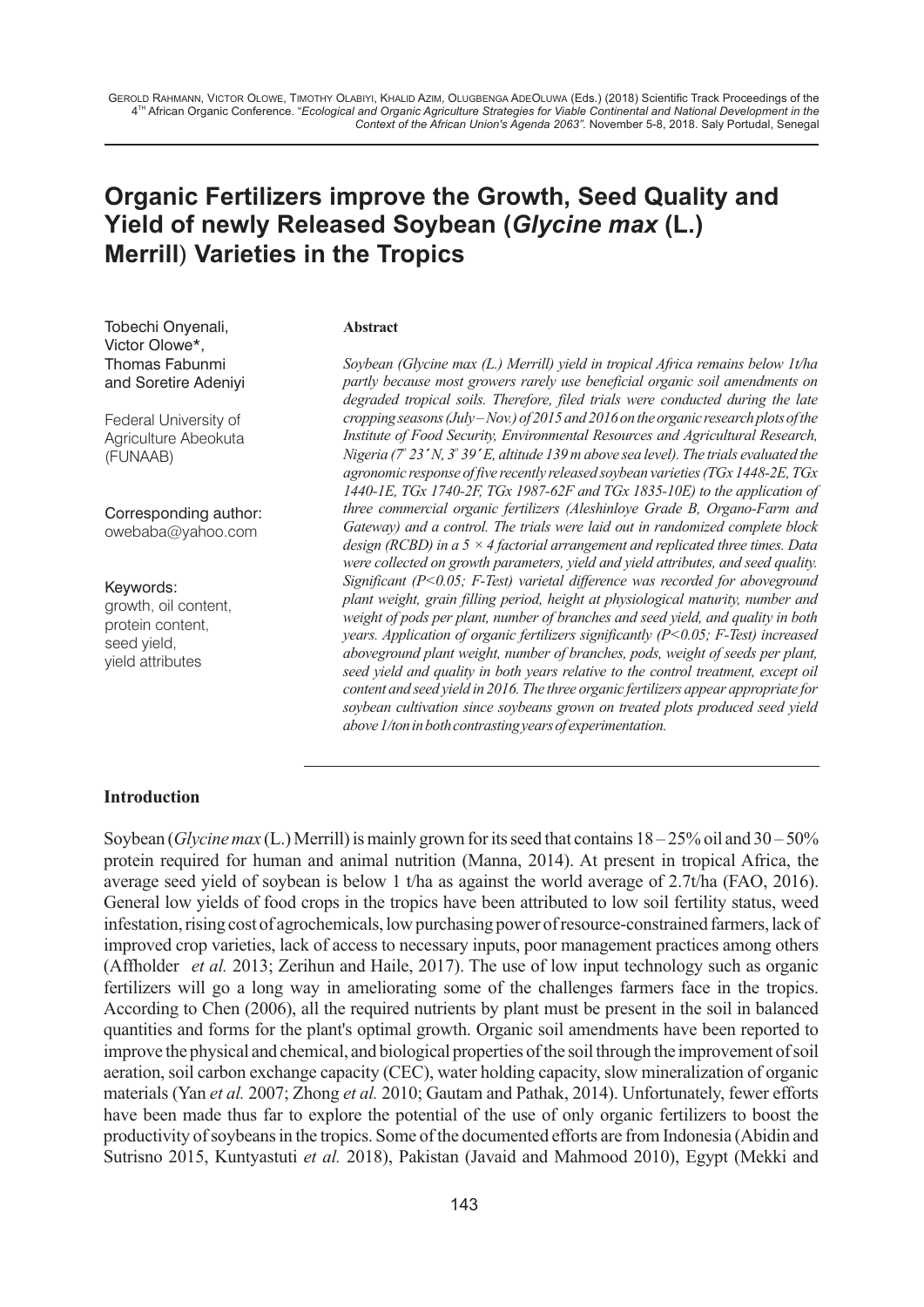# Organic Fertilizers improve the Growth, Seed Quality and Yield of newly Released Soybean (*Glycine max* (L.) Merrill) Varieties in the Tropics

Tobechi Onyenali, Victor Olowe*, Thomas Fabunmi and Soretire Adeniyi

Federal University of Agriculture Abeokuta (FUNAAB)

Corresponding author: owebaba@yahoo.com

Keywords: growth, oil content, protein content, seed yield, yield attributes

**Abstract**

*Soybean (Glycine max (L.) Merrill) yield in tropical Africa remains below 1t/ha partly because most growers rarely use beneficial organic soil amendments on degraded tropical soils. Therefore, filed trials were conducted during the late cropping seasons (July – Nov.) of 2015 and 2016 on the organic research plots of the Institute of Food Security, Environmental Resources and Agricultural Research, Nigeria (7° 23´ N, 3° 39´ E, altitude 139 m above sea level). The trials evaluated the agronomic response of five recently released soybean varieties (TGx 1448-2E, TGx 1440-1E, TGx 1740-2F, TGx 1987-62F and TGx 1835-10E) to the application of three commercial organic fertilizers (Aleshinloye Grade B, Organo-Farm and Gateway) and a control. The trials were laid out in randomized complete block design (RCBD) in a 5 × 4 factorial arrangement and replicated three times. Data were collected on growth parameters, yield and yield attributes, and seed quality. Significant (P<0.05; F-Test) varietal difference was recorded for aboveground plant weight, grain filling period, height at physiological maturity, number and weight of pods per plant, number of branches and seed yield, and quality in both years. Application of organic fertilizers significantly (P<0.05; F-Test) increased aboveground plant weight, number of branches, pods, weight of seeds per plant, seed yield and quality in both years relative to the control treatment, except oil content and seed yield in 2016. The three organic fertilizers appear appropriate for soybean cultivation since soybeans grown on treated plots produced seed yield above 1/ton in both contrasting years of experimentation.*

## Introduction

Soybean (*Glycine max* (L.) Merrill) is mainly grown for its seed that contains 18 – 25% oil and 30 – 50% protein required for human and animal nutrition (Manna, 2014). At present in tropical Africa, the average seed yield of soybean is below 1 t/ha as against the world average of 2.7t/ha (FAO, 2016). General low yields of food crops in the tropics have been attributed to low soil fertility status, weed infestation, rising cost of agrochemicals, low purchasing power of resource-constrained farmers, lack of improved crop varieties, lack of access to necessary inputs, poor management practices among others (Affholder *et al.* 2013; Zerihun and Haile, 2017). The use of low input technology such as organic fertilizers will go a long way in ameliorating some of the challenges farmers face in the tropics. According to Chen (2006), all the required nutrients by plant must be present in the soil in balanced quantities and forms for the plant's optimal growth. Organic soil amendments have been reported to improve the physical and chemical, and biological properties of the soil through the improvement of soil aeration, soil carbon exchange capacity (CEC), water holding capacity, slow mineralization of organic materials (Yan *et al.* 2007; Zhong *et al.* 2010; Gautam and Pathak, 2014). Unfortunately, fewer efforts have been made thus far to explore the potential of the use of only organic fertilizers to boost the productivity of soybeans in the tropics. Some of the documented efforts are from Indonesia (Abidin and Sutrisno 2015, Kuntyastuti *et al.* 2018), Pakistan (Javaid and Mahmood 2010), Egypt (Mekki and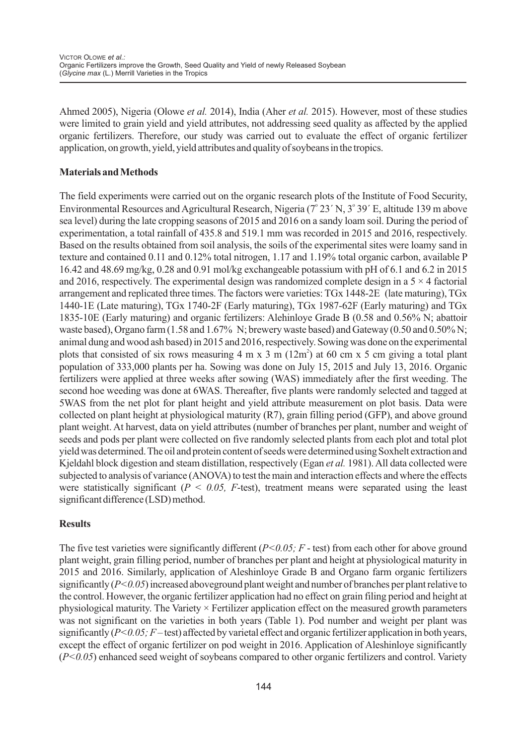Ahmed 2005), Nigeria (Olowe *et al.* 2014), India (Aher *et al.* 2015). However, most of these studies were limited to grain yield and yield attributes, not addressing seed quality as affected by the applied organic fertilizers. Therefore, our study was carried out to evaluate the effect of organic fertilizer application, on growth, yield, yield attributes and quality of soybeans in the tropics.

## Materials and Methods

The field experiments were carried out on the organic research plots of the Institute of Food Security, Environmental Resources and Agricultural Research, Nigeria (7° 23´ N, 3° 39´ E, altitude 139 m above sea level) during the late cropping seasons of 2015 and 2016 on a sandy loam soil. During the period of experimentation, a total rainfall of 435.8 and 519.1 mm was recorded in 2015 and 2016, respectively. Based on the results obtained from soil analysis, the soils of the experimental sites were loamy sand in texture and contained 0.11 and 0.12% total nitrogen, 1.17 and 1.19% total organic carbon, available P 16.42 and 48.69 mg/kg, 0.28 and 0.91 mol/kg exchangeable potassium with pH of 6.1 and 6.2 in 2015 and 2016, respectively. The experimental design was randomized complete design in a $5 \times 4$ factorial arrangement and replicated three times. The factors were varieties: TGx 1448-2E (late maturing), TGx 1440-1E (Late maturing), TGx 1740-2F (Early maturing), TGx 1987-62F (Early maturing) and TGx 1835-10E (Early maturing) and organic fertilizers: Alehinloye Grade B (0.58 and 0.56% N; abattoir waste based), Organo farm (1.58 and 1.67% N; brewery waste based) and Gateway (0.50 and 0.50% N; animal dung and wood ash based) in 2015 and 2016, respectively. Sowing was done on the experimental plots that consisted of six rows measuring 4 m x 3 m (12m$^2$) at 60 cm x 5 cm giving a total plant population of 333,000 plants per ha. Sowing was done on July 15, 2015 and July 13, 2016. Organic fertilizers were applied at three weeks after sowing (WAS) immediately after the first weeding. The second hoe weeding was done at 6WAS. Thereafter, five plants were randomly selected and tagged at 5WAS from the net plot for plant height and yield attribute measurement on plot basis. Data were collected on plant height at physiological maturity (R7), grain filling period (GFP), and above ground plant weight. At harvest, data on yield attributes (number of branches per plant, number and weight of seeds and pods per plant were collected on five randomly selected plants from each plot and total plot yield was determined. The oil and protein content of seeds were determined using Soxhelt extraction and Kjeldahl block digestion and steam distillation, respectively (Egan *et al.* 1981). All data collected were subjected to analysis of variance (ANOVA) to test the main and interaction effects and where the effects were statistically significant ($P < 0.05$, $F$-test), treatment means were separated using the least significant difference (LSD) method.

## Results

The five test varieties were significantly different ($P<0.05$; $F$ - test) from each other for above ground plant weight, grain filling period, number of branches per plant and height at physiological maturity in 2015 and 2016. Similarly, application of Aleshinloye Grade B and Organo farm organic fertilizers significantly ($P<0.05$) increased aboveground plant weight and number of branches per plant relative to the control. However, the organic fertilizer application had no effect on grain filing period and height at physiological maturity. The Variety × Fertilizer application effect on the measured growth parameters was not significant on the varieties in both years (Table 1). Pod number and weight per plant was significantly ($P<0.05$; $F$ – test) affected by varietal effect and organic fertilizer application in both years, except the effect of organic fertilizer on pod weight in 2016. Application of Aleshinloye significantly ($P<0.05$) enhanced seed weight of soybeans compared to other organic fertilizers and control. Variety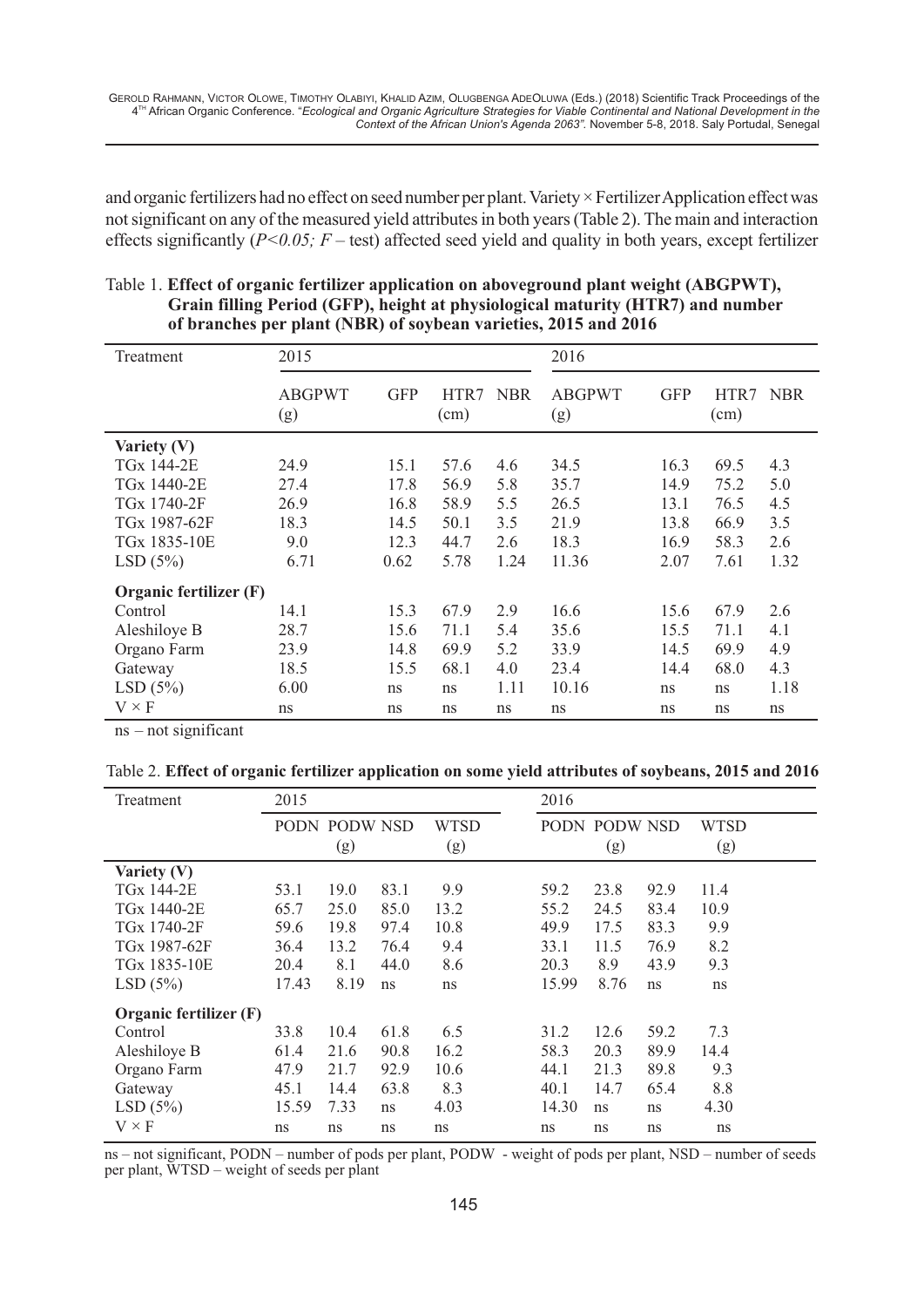and organic fertilizers had no effect on seed number per plant. Variety × Fertilizer Application effect was not significant on any of the measured yield attributes in both years (Table 2). The main and interaction effects significantly (*P<0.05; F* – test) affected seed yield and quality in both years, except fertilizer

Table 1. **Effect of organic fertilizer application on aboveground plant weight (ABGPWT), Grain filling Period (GFP), height at physiological maturity (HTR7) and number of branches per plant (NBR) of soybean varieties, 2015 and 2016**

| Treatment | 2015 | | | | 2016 | | | |
|---|---|---|---|---|---|---|---|---|
| | ABGPWT (g) | GFP | HTR7 (cm) | NBR | ABGPWT (g) | GFP | HTR7 (cm) | NBR |
| **Variety (V)** | | | | | | | | |
| TGx 144-2E | 24.9 | 15.1 | 57.6 | 4.6 | 34.5 | 16.3 | 69.5 | 4.3 |
| TGx 1440-2E | 27.4 | 17.8 | 56.9 | 5.8 | 35.7 | 14.9 | 75.2 | 5.0 |
| TGx 1740-2F | 26.9 | 16.8 | 58.9 | 5.5 | 26.5 | 13.1 | 76.5 | 4.5 |
| TGx 1987-62F | 18.3 | 14.5 | 50.1 | 3.5 | 21.9 | 13.8 | 66.9 | 3.5 |
| TGx 1835-10E | 9.0 | 12.3 | 44.7 | 2.6 | 18.3 | 16.9 | 58.3 | 2.6 |
| LSD (5%) | 6.71 | 0.62 | 5.78 | 1.24 | 11.36 | 2.07 | 7.61 | 1.32 |
| **Organic fertilizer (F)** | | | | | | | | |
| Control | 14.1 | 15.3 | 67.9 | 2.9 | 16.6 | 15.6 | 67.9 | 2.6 |
| Aleshiloye B | 28.7 | 15.6 | 71.1 | 5.4 | 35.6 | 15.5 | 71.1 | 4.1 |
| Organo Farm | 23.9 | 14.8 | 69.9 | 5.2 | 33.9 | 14.5 | 69.9 | 4.9 |
| Gateway | 18.5 | 15.5 | 68.1 | 4.0 | 23.4 | 14.4 | 68.0 | 4.3 |
| LSD (5%) | 6.00 | ns | ns | 1.11 | 10.16 | ns | ns | 1.18 |
| V × F | ns | ns | ns | ns | ns | ns | ns | ns |

ns – not significant

Table 2. **Effect of organic fertilizer application on some yield attributes of soybeans, 2015 and 2016**

| Treatment | 2015 | | | | 2016 | | | |
|---|---|---|---|---|---|---|---|---|
| | PODN | PODW (g) | NSD | WTSD (g) | PODN | PODW (g) | NSD | WTSD (g) |
| **Variety (V)** | | | | | | | | |
| TGx 144-2E | 53.1 | 19.0 | 83.1 | 9.9 | 59.2 | 23.8 | 92.9 | 11.4 |
| TGx 1440-2E | 65.7 | 25.0 | 85.0 | 13.2 | 55.2 | 24.5 | 83.4 | 10.9 |
| TGx 1740-2F | 59.6 | 19.8 | 97.4 | 10.8 | 49.9 | 17.5 | 83.3 | 9.9 |
| TGx 1987-62F | 36.4 | 13.2 | 76.4 | 9.4 | 33.1 | 11.5 | 76.9 | 8.2 |
| TGx 1835-10E | 20.4 | 8.1 | 44.0 | 8.6 | 20.3 | 8.9 | 43.9 | 9.3 |
| LSD (5%) | 17.43 | 8.19 | ns | ns | 15.99 | 8.76 | ns | ns |
| **Organic fertilizer (F)** | | | | | | | | |
| Control | 33.8 | 10.4 | 61.8 | 6.5 | 31.2 | 12.6 | 59.2 | 7.3 |
| Aleshiloye B | 61.4 | 21.6 | 90.8 | 16.2 | 58.3 | 20.3 | 89.9 | 14.4 |
| Organo Farm | 47.9 | 21.7 | 92.9 | 10.6 | 44.1 | 21.3 | 89.8 | 9.3 |
| Gateway | 45.1 | 14.4 | 63.8 | 8.3 | 40.1 | 14.7 | 65.4 | 8.8 |
| LSD (5%) | 15.59 | 7.33 | ns | 4.03 | 14.30 | ns | ns | 4.30 |
| V × F | ns | ns | ns | ns | ns | ns | ns | ns |

ns – not significant, PODN – number of pods per plant, PODW - weight of pods per plant, NSD – number of seeds per plant, WTSD – weight of seeds per plant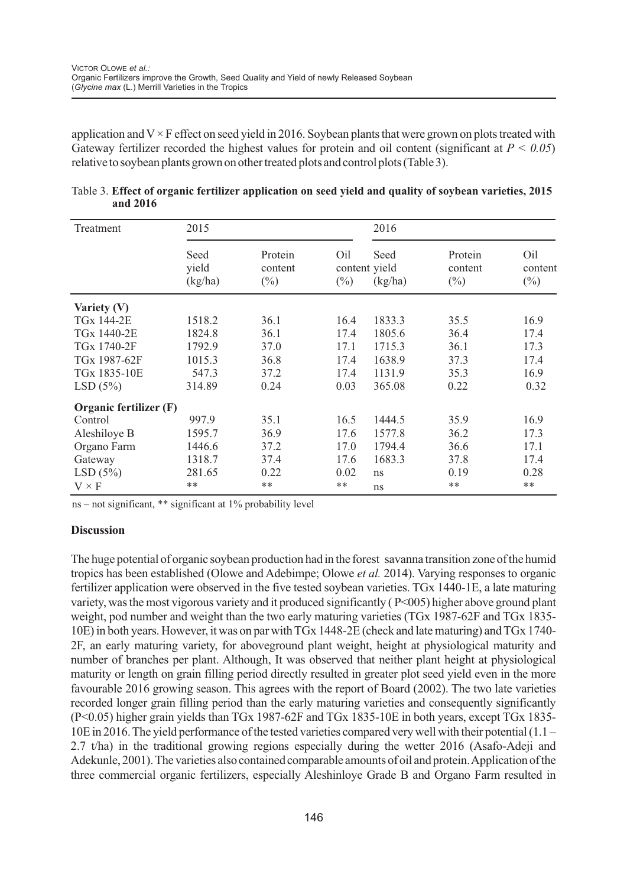application and V × F effect on seed yield in 2016. Soybean plants that were grown on plots treated with Gateway fertilizer recorded the highest values for protein and oil content (significant at $P < 0.05$) relative to soybean plants grown on other treated plots and control plots (Table 3).

Table 3. **Effect of organic fertilizer application on seed yield and quality of soybean varieties, 2015 and 2016**

| Treatment | 2015 | | | 2016 | | |
|---|---|---|---|---|---|---|
| | Seed yield (kg/ha) | Protein content (%) | Oil content (%) | Seed yield (kg/ha) | Protein content (%) | Oil content (%) |
| **Variety (V)** | | | | | | |
| TGx 144-2E | 1518.2 | 36.1 | 16.4 | 1833.3 | 35.5 | 16.9 |
| TGx 1440-2E | 1824.8 | 36.1 | 17.4 | 1805.6 | 36.4 | 17.4 |
| TGx 1740-2F | 1792.9 | 37.0 | 17.1 | 1715.3 | 36.1 | 17.3 |
| TGx 1987-62F | 1015.3 | 36.8 | 17.4 | 1638.9 | 37.3 | 17.4 |
| TGx 1835-10E | 547.3 | 37.2 | 17.4 | 1131.9 | 35.3 | 16.9 |
| LSD (5%) | 314.89 | 0.24 | 0.03 | 365.08 | 0.22 | 0.32 |
| **Organic fertilizer (F)** | | | | | | |
| Control | 997.9 | 35.1 | 16.5 | 1444.5 | 35.9 | 16.9 |
| Aleshiloye B | 1595.7 | 36.9 | 17.6 | 1577.8 | 36.2 | 17.3 |
| Organo Farm | 1446.6 | 37.2 | 17.0 | 1794.4 | 36.6 | 17.1 |
| Gateway | 1318.7 | 37.4 | 17.6 | 1683.3 | 37.8 | 17.4 |
| LSD (5%) | 281.65 | 0.22 | 0.02 | ns | 0.19 | 0.28 |
| V × F | ** | ** | ** | ns | ** | ** |

ns – not significant, ** significant at 1% probability level

## Discussion

The huge potential of organic soybean production had in the forest savanna transition zone of the humid tropics has been established (Olowe and Adebimpe; Olowe *et al.* 2014). Varying responses to organic fertilizer application were observed in the five tested soybean varieties. TGx 1440-1E, a late maturing variety, was the most vigorous variety and it produced significantly ( P<005) higher above ground plant weight, pod number and weight than the two early maturing varieties (TGx 1987-62F and TGx 1835-10E) in both years. However, it was on par with TGx 1448-2E (check and late maturing) and TGx 1740-2F, an early maturing variety, for aboveground plant weight, height at physiological maturity and number of branches per plant. Although, It was observed that neither plant height at physiological maturity or length on grain filling period directly resulted in greater plot seed yield even in the more favourable 2016 growing season. This agrees with the report of Board (2002). The two late varieties recorded longer grain filling period than the early maturing varieties and consequently significantly (P<0.05) higher grain yields than TGx 1987-62F and TGx 1835-10E in both years, except TGx 1835-10E in 2016. The yield performance of the tested varieties compared very well with their potential (1.1 – 2.7 t/ha) in the traditional growing regions especially during the wetter 2016 (Asafo-Adeji and Adekunle, 2001). The varieties also contained comparable amounts of oil and protein. Application of the three commercial organic fertilizers, especially Aleshinloye Grade B and Organo Farm resulted in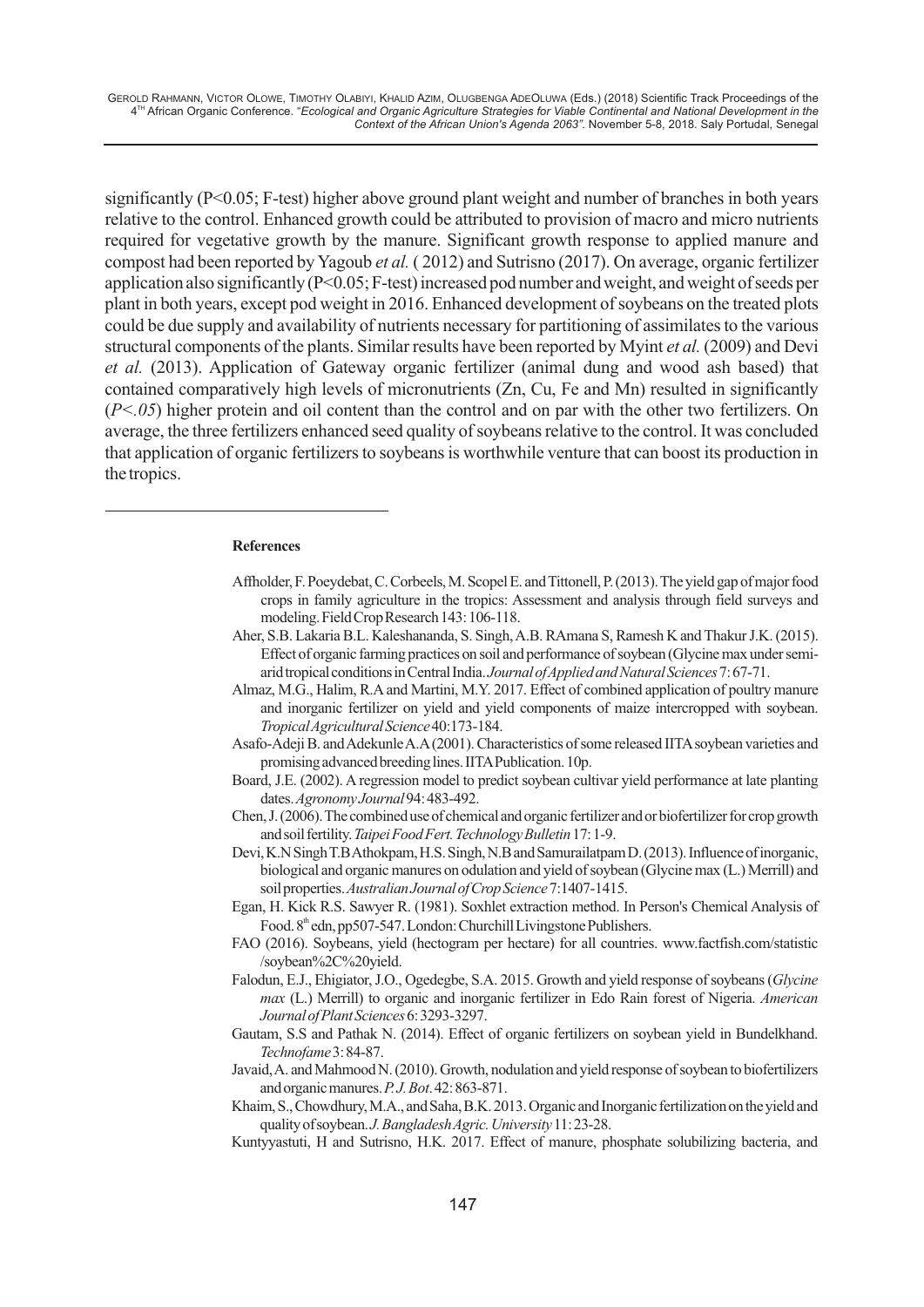significantly (P<0.05; F-test) higher above ground plant weight and number of branches in both years relative to the control. Enhanced growth could be attributed to provision of macro and micro nutrients required for vegetative growth by the manure. Significant growth response to applied manure and compost had been reported by Yagoub *et al.* ( 2012) and Sutrisno (2017). On average, organic fertilizer application also significantly (P<0.05; F-test) increased pod number and weight, and weight of seeds per plant in both years, except pod weight in 2016. Enhanced development of soybeans on the treated plots could be due supply and availability of nutrients necessary for partitioning of assimilates to the various structural components of the plants. Similar results have been reported by Myint *et al.* (2009) and Devi *et al.* (2013). Application of Gateway organic fertilizer (animal dung and wood ash based) that contained comparatively high levels of micronutrients (Zn, Cu, Fe and Mn) resulted in significantly (*P<.05*) higher protein and oil content than the control and on par with the other two fertilizers. On average, the three fertilizers enhanced seed quality of soybeans relative to the control. It was concluded that application of organic fertilizers to soybeans is worthwhile venture that can boost its production in the tropics.

---

**References**

Affholder, F. Poeydebat, C. Corbeels, M. Scopel E. and Tittonell, P. (2013). The yield gap of major food crops in family agriculture in the tropics: Assessment and analysis through field surveys and modeling. Field Crop Research 143: 106-118.

Aher, S.B. Lakaria B.L. Kaleshananda, S. Singh, A.B. RAmana S, Ramesh K and Thakur J.K. (2015). Effect of organic farming practices on soil and performance of soybean (Glycine max under semi-arid tropical conditions in Central India. *Journal of Applied and Natural Sciences* 7: 67-71.

Almaz, M.G., Halim, R.A and Martini, M.Y. 2017. Effect of combined application of poultry manure and inorganic fertilizer on yield and yield components of maize intercropped with soybean. *Tropical Agricultural Science* 40:173-184.

Asafo-Adeji B. and Adekunle A.A (2001). Characteristics of some released IITA soybean varieties and promising advanced breeding lines. IITA Publication. 10p.

Board, J.E. (2002). A regression model to predict soybean cultivar yield performance at late planting dates. *Agronomy Journal* 94: 483-492.

Chen, J. (2006). The combined use of chemical and organic fertilizer and or biofertilizer for crop growth and soil fertility. *Taipei Food Fert. Technology Bulletin* 17: 1-9.

Devi, K.N Singh T.B Athokpam, H.S. Singh, N.B and Samurailatpam D. (2013). Influence of inorganic, biological and organic manures on odulation and yield of soybean (Glycine max (L.) Merrill) and soil properties. *Australian Journal of Crop Science* 7:1407-1415.

Egan, H. Kick R.S. Sawyer R. (1981). Soxhlet extraction method. In Person's Chemical Analysis of Food. 8th edn, pp507-547. London: Churchill Livingstone Publishers.

FAO (2016). Soybeans, yield (hectogram per hectare) for all countries. www.factfish.com/statistic /soybean%2C%20yield.

Falodun, E.J., Ehigiator, J.O., Ogedegbe, S.A. 2015. Growth and yield response of soybeans (*Glycine max* (L.) Merrill) to organic and inorganic fertilizer in Edo Rain forest of Nigeria. *American Journal of Plant Sciences* 6: 3293-3297.

Gautam, S.S and Pathak N. (2014). Effect of organic fertilizers on soybean yield in Bundelkhand. *Technofame* 3: 84-87.

Javaid, A. and Mahmood N. (2010). Growth, nodulation and yield response of soybean to biofertilizers and organic manures. *P. J. Bot*. 42: 863-871.

Khaim, S., Chowdhury, M.A., and Saha, B.K. 2013. Organic and Inorganic fertilization on the yield and quality of soybean. *J. Bangladesh Agric. University* 11: 23-28.

Kuntyyastuti, H and Sutrisno, H.K. 2017. Effect of manure, phosphate solubilizing bacteria, and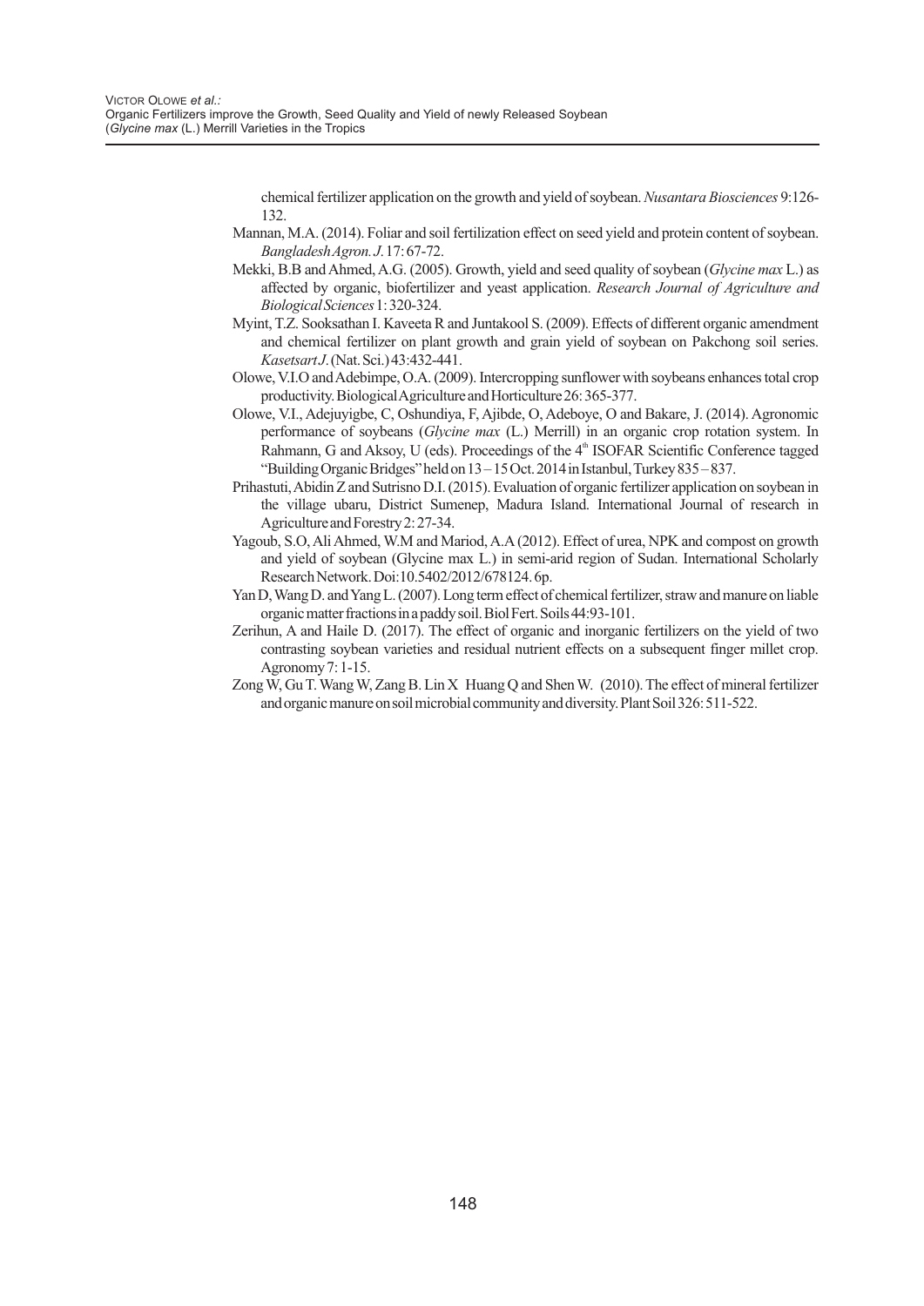chemical fertilizer application on the growth and yield of soybean. *Nusantara Biosciences* 9:126-132.

Mannan, M.A. (2014). Foliar and soil fertilization effect on seed yield and protein content of soybean. *Bangladesh Agron. J.* 17: 67-72.

Mekki, B.B and Ahmed, A.G. (2005). Growth, yield and seed quality of soybean (*Glycine max* L.) as affected by organic, biofertilizer and yeast application. *Research Journal of Agriculture and Biological Sciences* 1: 320-324.

Myint, T.Z. Sooksathan I. Kaveeta R and Juntakool S. (2009). Effects of different organic amendment and chemical fertilizer on plant growth and grain yield of soybean on Pakchong soil series. *Kasetsart J.* (Nat. Sci.) 43:432-441.

Olowe, V.I.O and Adebimpe, O.A. (2009). Intercropping sunflower with soybeans enhances total crop productivity. Biological Agriculture and Horticulture 26: 365-377.

Olowe, V.I., Adejuyigbe, C, Oshundiya, F, Ajibde, O, Adeboye, O and Bakare, J. (2014). Agronomic performance of soybeans (*Glycine max* (L.) Merrill) in an organic crop rotation system. In Rahmann, G and Aksoy, U (eds). Proceedings of the 4[th] ISOFAR Scientific Conference tagged "Building Organic Bridges" held on 13 – 15 Oct. 2014 in Istanbul, Turkey 835 – 837.

Prihastuti, Abidin Z and Sutrisno D.I. (2015). Evaluation of organic fertilizer application on soybean in the village ubaru, District Sumenep, Madura Island. International Journal of research in Agriculture and Forestry 2: 27-34.

Yagoub, S.O, Ali Ahmed, W.M and Mariod, A.A (2012). Effect of urea, NPK and compost on growth and yield of soybean (Glycine max L.) in semi-arid region of Sudan. International Scholarly Research Network. Doi:10.5402/2012/678124. 6p.

Yan D, Wang D. and Yang L. (2007). Long term effect of chemical fertilizer, straw and manure on liable organic matter fractions in a paddy soil. Biol Fert. Soils 44:93-101.

Zerihun, A and Haile D. (2017). The effect of organic and inorganic fertilizers on the yield of two contrasting soybean varieties and residual nutrient effects on a subsequent finger millet crop. Agronomy 7: 1-15.

Zong W, Gu T. Wang W, Zang B. Lin X Huang Q and Shen W. (2010). The effect of mineral fertilizer and organic manure on soil microbial community and diversity. Plant Soil 326: 511-522.